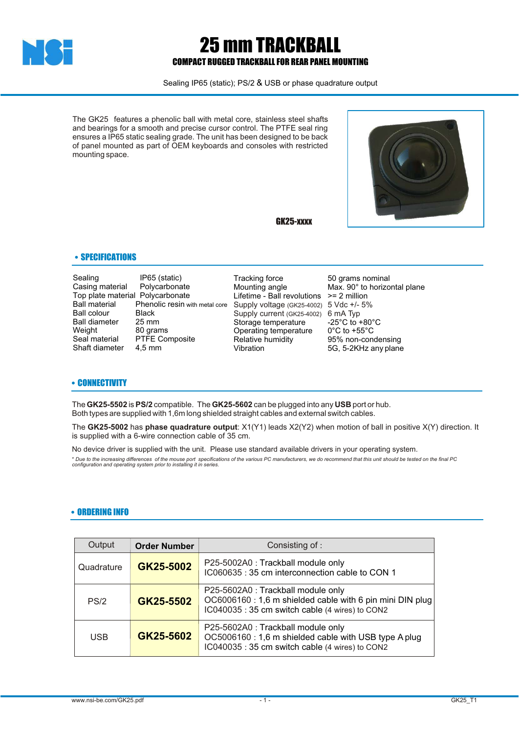// NSi

# 25 mm TRACKBALL

## COMPACT RUGGED TRACKBALL FOR REAR PANEL MOUNTING

Sealing IP65 (static); PS/2 & USB or phase quadrature output

The GK25 features a phenolic ball with metal core, stainless steel shafts and bearings for a smooth and precise cursor control. The PTFE seal ring ensures a IP65 static sealing grade. The unit has been designed to be back of panel mounted as part of OEM keyboards and consoles with restricted mounting space.

**GK25-xxxx**

## • SPECIFICATIONS

| | | | |
|---|---|---|---|
| Sealing | IP65 (static) | Tracking force | 50 grams nominal |
| Casing material | Polycarbonate | Mounting angle | Max. 90° to horizontal plane |
| Top plate material | Polycarbonate | Lifetime - Ball revolutions | >= 2 million |
| Ball material | Phenolic resin with metal core | Supply voltage (GK25-4002) | 5 Vdc +/- 5% |
| Ball colour | Black | Supply current (GK25-4002) | 6 mA Typ |
| Ball diameter | 25 mm | Storage temperature | -25°C to +80°C |
| Weight | 80 grams | Operating temperature | 0°C to +55°C |
| Seal material | PTFE Composite | Relative humidity | 95% non-condensing |
| Shaft diameter | 4,5 mm | Vibration | 5G, 5-2KHz any plane |

## • CONNECTIVITY

The **GK25-5502** is **PS/2** compatible. The **GK25-5602** can be plugged into any **USB** port or hub. Both types are supplied with 1,6m long shielded straight cables and external switch cables.

The **GK25-5002** has **phase quadrature output**: X1(Y1) leads X2(Y2) when motion of ball in positive X(Y) direction. It is supplied with a 6-wire connection cable of 35 cm.

No device driver is supplied with the unit. Please use standard available drivers in your operating system.

*\* Due to the increasing differences of the mouse port specifications of the various PC manufacturers, we do recommend that this unit should be tested on the final PC configuration and operating system prior to installing it in series.*

## • ORDERING INFO

| Output | Order Number | Consisting of : |
|---|---|---|
| Quadrature | **GK25-5002** | P25-5002A0 : Trackball module only<br>IC060635 : 35 cm interconnection cable to CON 1 |
| PS/2 | **GK25-5502** | P25-5602A0 : Trackball module only<br>OC6006160 : 1,6 m shielded cable with 6 pin mini DIN plug<br>IC040035 : 35 cm switch cable (4 wires) to CON2 |
| USB | **GK25-5602** | P25-5602A0 : Trackball module only<br>OC5006160 : 1,6 m shielded cable with USB type A plug<br>IC040035 : 35 cm switch cable (4 wires) to CON2 |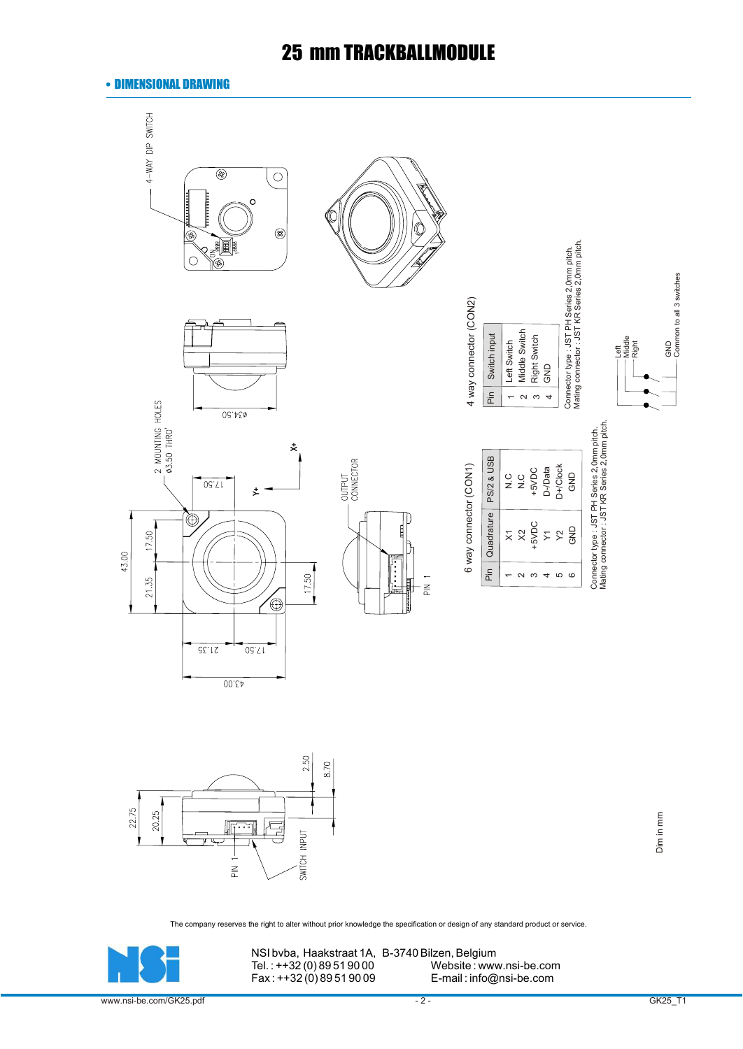# 25 mm TRACKBALLMODULE

## • DIMENSIONAL DRAWING

4-WAY DIP SWITCH

2 MOUNTING HOLES
Ø3.50 THRO'

Ø34.50

17.50

43.00

21.35

17.50

17.50

21.35

17.50

43.00

Y+

X+

OUTPUT CONNECTOR

PIN 1

22.75

20.25

2.50

8.70

PIN 1

SWITCH INPUT

### 6 way connector (CON1)

| Pin | Quadrature | PS/2 & USB |
|---|---|---|
| 1 | X1 | N.C |
| 2 | X2 | N.C |
| 3 | +5VDC | +5V/DC |
| 4 | Y1 | D-/Data |
| 5 | Y2 | D+/Clock |
| 6 | GND | GND |

Connector type : JST PH Series 2.0mm pitch.
Mating connector : JST KR Series 2.0mm pitch.

### 4 way connector (CON2)

| Pin | Switch input |
|---|---|
| 1 | Left Switch |
| 2 | Middle Switch |
| 3 | Right Switch |
| 4 | GND |

Connector type : JST PH Series 2.0mm pitch.
Mating connector : JST KR Series 2.0mm pitch.

Left
Middle
Right

GND
Common to all 3 switches

Dim in mm

The company reserves the right to alter without prior knowledge the specification or design of any standard product or service.

NSI bvba, Haakstraat 1A, B-3740 Bilzen, Belgium
Tel. : ++32 (0) 89 51 90 00
Fax : ++32 (0) 89 51 90 09
Website : www.nsi-be.com
E-mail : info@nsi-be.com

www.nsi-be.com/GK25.pdf

GK25_T1